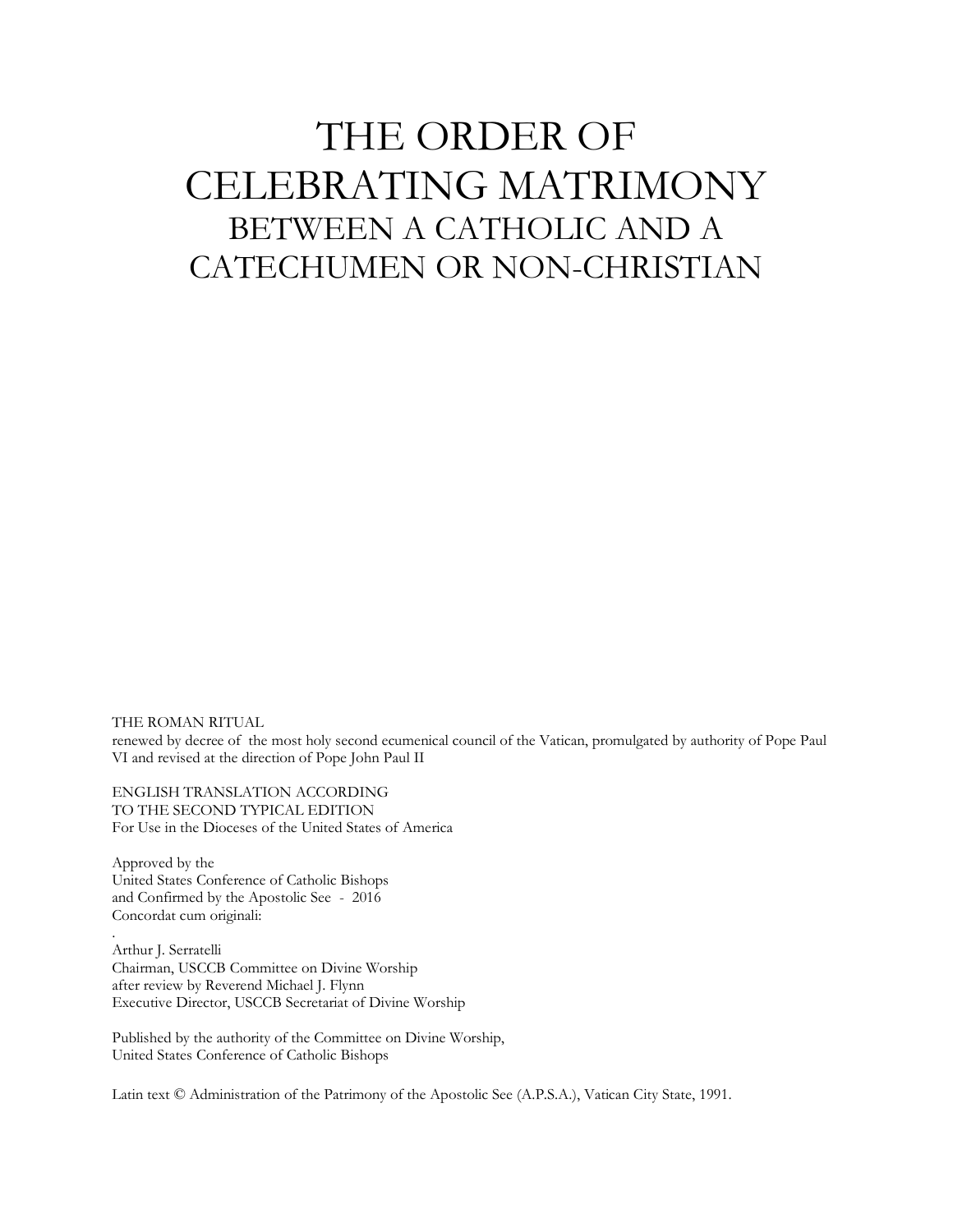# THE ORDER OF CELEBRATING MATRIMONY

## BETWEEN A CATHOLIC AND A CATECHUMEN OR NON-CHRISTIAN

THE ROMAN RITUAL
renewed by decree of the most holy second ecumenical council of the Vatican, promulgated by authority of Pope Paul VI and revised at the direction of Pope John Paul II

ENGLISH TRANSLATION ACCORDING
TO THE SECOND TYPICAL EDITION
For Use in the Dioceses of the United States of America

Approved by the
United States Conference of Catholic Bishops
and Confirmed by the Apostolic See - 2016
Concordat cum originali:

.
Arthur J. Serratelli
Chairman, USCCB Committee on Divine Worship
after review by Reverend Michael J. Flynn
Executive Director, USCCB Secretariat of Divine Worship

Published by the authority of the Committee on Divine Worship,
United States Conference of Catholic Bishops

Latin text © Administration of the Patrimony of the Apostolic See (A.P.S.A.), Vatican City State, 1991.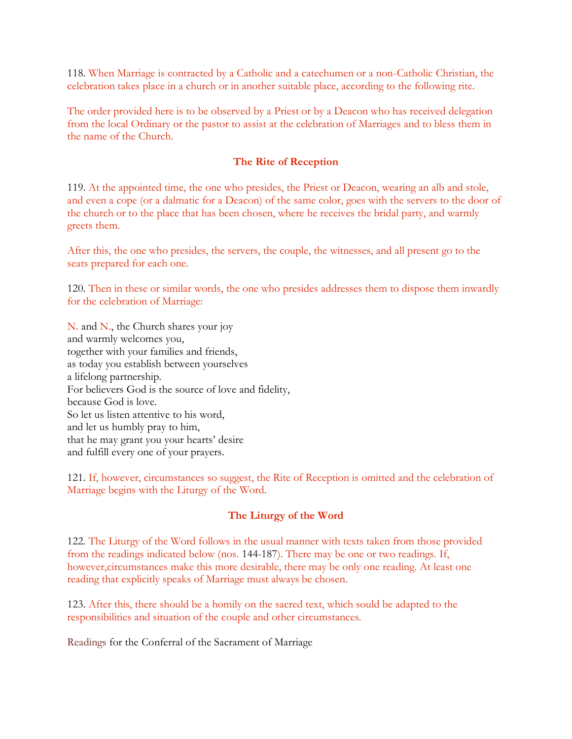118. When Marriage is contracted by a Catholic and a catechumen or a non-Catholic Christian, the celebration takes place in a church or in another suitable place, according to the following rite.

The order provided here is to be observed by a Priest or by a Deacon who has received delegation from the local Ordinary or the pastor to assist at the celebration of Marriages and to bless them in the name of the Church.

## The Rite of Reception

119. At the appointed time, the one who presides, the Priest or Deacon, wearing an alb and stole, and even a cope (or a dalmatic for a Deacon) of the same color, goes with the servers to the door of the church or to the place that has been chosen, where he receives the bridal party, and warmly greets them.

After this, the one who presides, the servers, the couple, the witnesses, and all present go to the seats prepared for each one.

120. Then in these or similar words, the one who presides addresses them to dispose them inwardly for the celebration of Marriage:

N. and N., the Church shares your joy
and warmly welcomes you,
together with your families and friends,
as today you establish between yourselves
a lifelong partnership.
For believers God is the source of love and fidelity,
because God is love.
So let us listen attentive to his word,
and let us humbly pray to him,
that he may grant you your hearts' desire
and fulfill every one of your prayers.

121. If, however, circumstances so suggest, the Rite of Reception is omitted and the celebration of Marriage begins with the Liturgy of the Word.

## The Liturgy of the Word

122. The Liturgy of the Word follows in the usual manner with texts taken from those provided from the readings indicated below (nos. 144-187). There may be one or two readings. If, however,circumstances make this more desirable, there may be only one reading. At least one reading that explicitly speaks of Marriage must always be chosen.

123. After this, there should be a homily on the sacred text, which sould be adapted to the responsibilities and situation of the couple and other circumstances.

Readings for the Conferral of the Sacrament of Marriage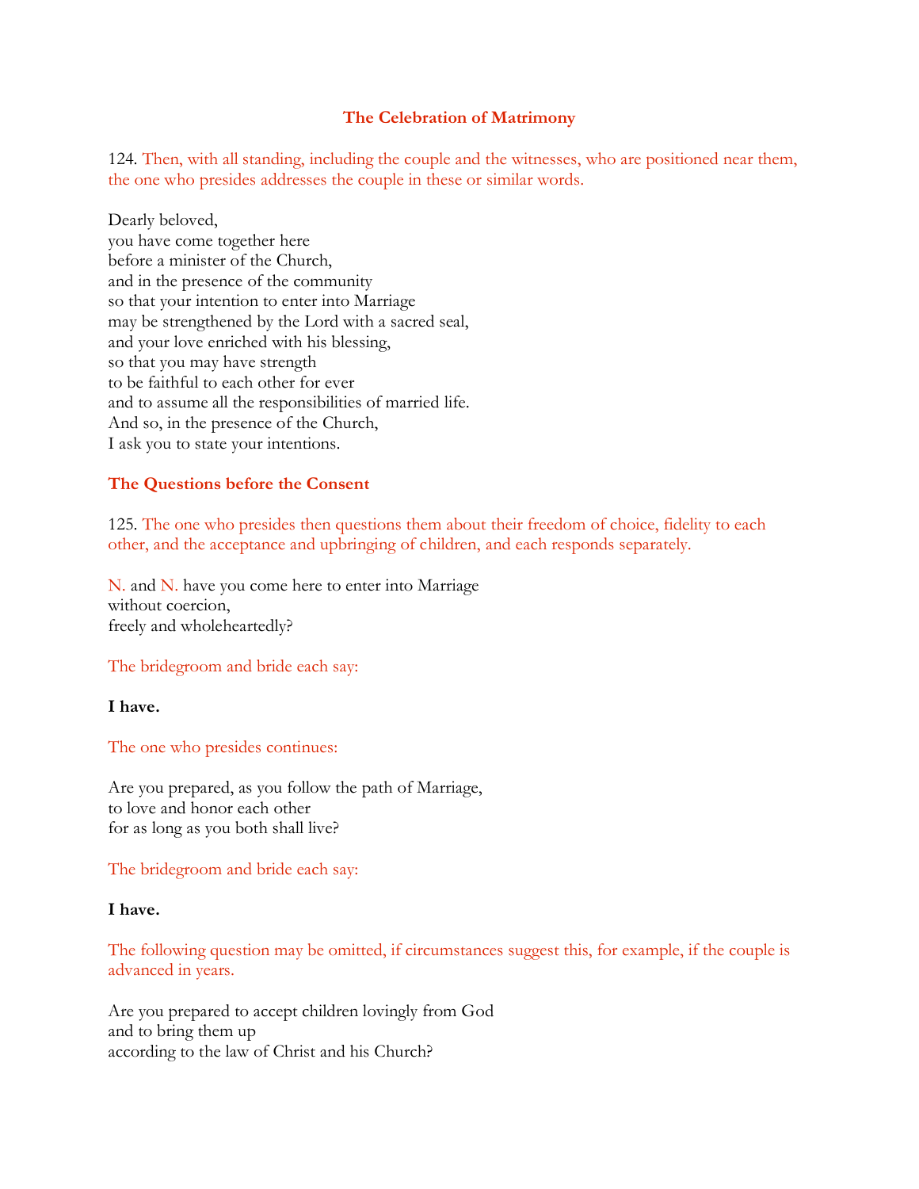## The Celebration of Matrimony

124. Then, with all standing, including the couple and the witnesses, who are positioned near them, the one who presides addresses the couple in these or similar words.

Dearly beloved,  
you have come together here  
before a minister of the Church,  
and in the presence of the community  
so that your intention to enter into Marriage  
may be strengthened by the Lord with a sacred seal,  
and your love enriched with his blessing,  
so that you may have strength  
to be faithful to each other for ever  
and to assume all the responsibilities of married life.  
And so, in the presence of the Church,  
I ask you to state your intentions.

### The Questions before the Consent

125. The one who presides then questions them about their freedom of choice, fidelity to each other, and the acceptance and upbringing of children, and each responds separately.

N. and N. have you come here to enter into Marriage  
without coercion,  
freely and wholeheartedly?

The bridegroom and bride each say:

**I have.**

The one who presides continues:

Are you prepared, as you follow the path of Marriage,  
to love and honor each other  
for as long as you both shall live?

The bridegroom and bride each say:

**I have.**

The following question may be omitted, if circumstances suggest this, for example, if the couple is advanced in years.

Are you prepared to accept children lovingly from God  
and to bring them up  
according to the law of Christ and his Church?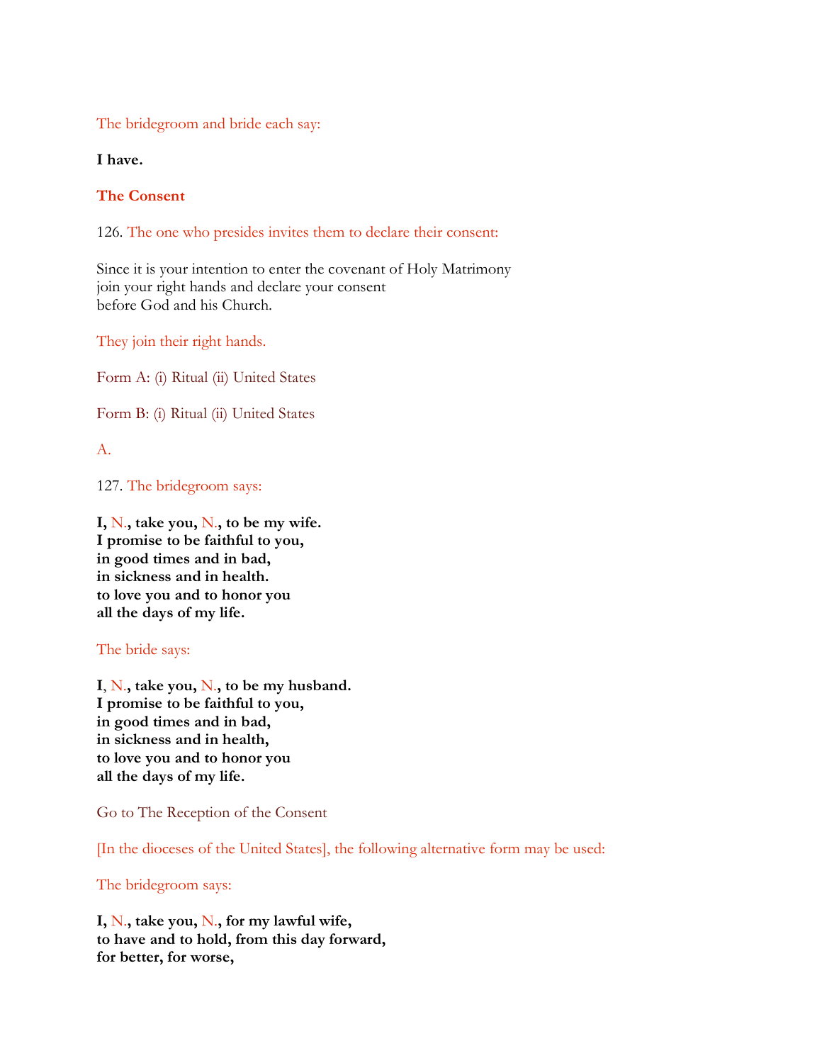The bridegroom and bride each say:

**I have.**

**The Consent**

126. The one who presides invites them to declare their consent:

Since it is your intention to enter the covenant of Holy Matrimony
join your right hands and declare your consent
before God and his Church.

They join their right hands.

Form A: (i) Ritual (ii) United States

Form B: (i) Ritual (ii) United States

A.

127. The bridegroom says:

**I, N., take you, N., to be my wife.**
**I promise to be faithful to you,**
**in good times and in bad,**
**in sickness and in health.**
**to love you and to honor you**
**all the days of my life.**

The bride says:

**I, N., take you, N., to be my husband.**
**I promise to be faithful to you,**
**in good times and in bad,**
**in sickness and in health,**
**to love you and to honor you**
**all the days of my life.**

Go to The Reception of the Consent

[In the dioceses of the United States], the following alternative form may be used:

The bridegroom says:

**I, N., take you, N., for my lawful wife,**
**to have and to hold, from this day forward,**
**for better, for worse,**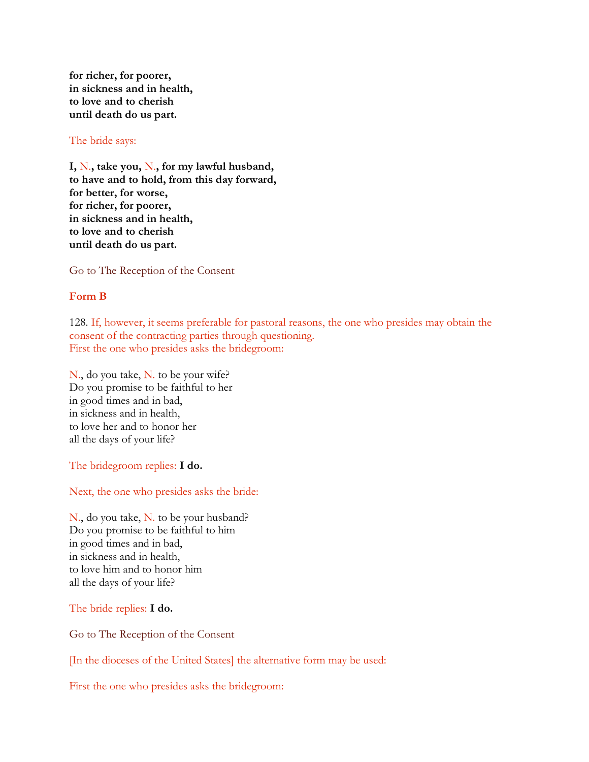**for richer, for poorer,**
**in sickness and in health,**
**to love and to cherish**
**until death do us part.**

The bride says:

**I, N., take you, N., for my lawful husband,**
**to have and to hold, from this day forward,**
**for better, for worse,**
**for richer, for poorer,**
**in sickness and in health,**
**to love and to cherish**
**until death do us part.**

Go to The Reception of the Consent

**Form B**

128. If, however, it seems preferable for pastoral reasons, the one who presides may obtain the consent of the contracting parties through questioning.
First the one who presides asks the bridegroom:

N., do you take, N. to be your wife?
Do you promise to be faithful to her
in good times and in bad,
in sickness and in health,
to love her and to honor her
all the days of your life?

The bridegroom replies: **I do.**

Next, the one who presides asks the bride:

N., do you take, N. to be your husband?
Do you promise to be faithful to him
in good times and in bad,
in sickness and in health,
to love him and to honor him
all the days of your life?

The bride replies: **I do.**

Go to The Reception of the Consent

[In the dioceses of the United States] the alternative form may be used:

First the one who presides asks the bridegroom: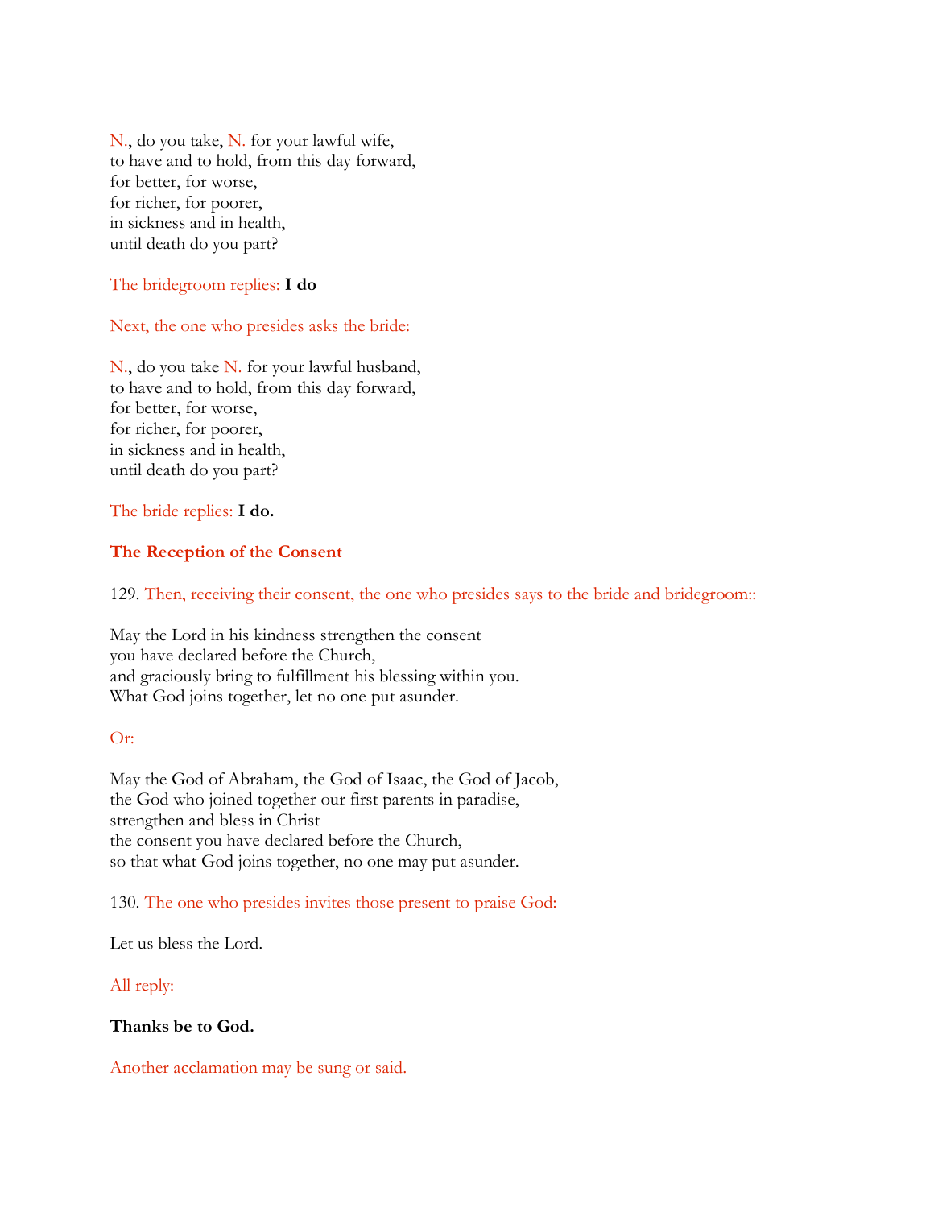N., do you take, N. for your lawful wife,
to have and to hold, from this day forward,
for better, for worse,
for richer, for poorer,
in sickness and in health,
until death do you part?

The bridegroom replies: **I do**

Next, the one who presides asks the bride:

N., do you take N. for your lawful husband,
to have and to hold, from this day forward,
for better, for worse,
for richer, for poorer,
in sickness and in health,
until death do you part?

The bride replies: **I do.**

**The Reception of the Consent**

129. Then, receiving their consent, the one who presides says to the bride and bridegroom::

May the Lord in his kindness strengthen the consent
you have declared before the Church,
and graciously bring to fulfillment his blessing within you.
What God joins together, let no one put asunder.

Or:

May the God of Abraham, the God of Isaac, the God of Jacob,
the God who joined together our first parents in paradise,
strengthen and bless in Christ
the consent you have declared before the Church,
so that what God joins together, no one may put asunder.

130. The one who presides invites those present to praise God:

Let us bless the Lord.

All reply:

**Thanks be to God.**

Another acclamation may be sung or said.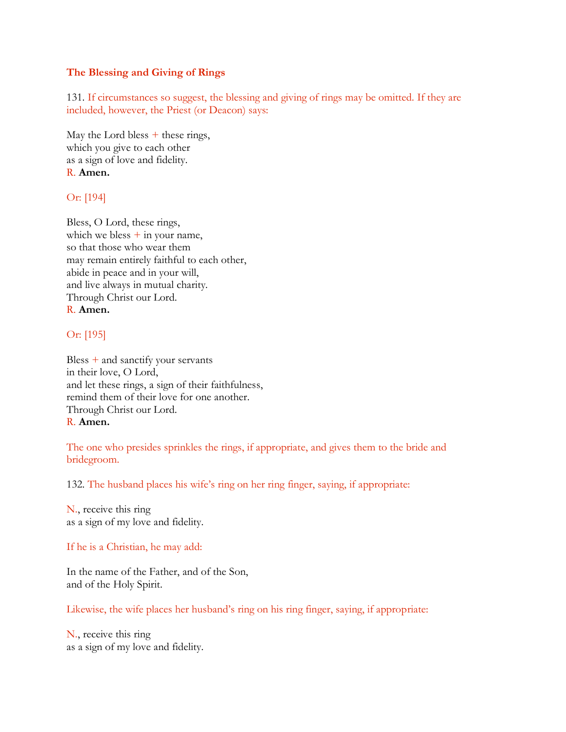### The Blessing and Giving of Rings

131. If circumstances so suggest, the blessing and giving of rings may be omitted. If they are included, however, the Priest (or Deacon) says:

May the Lord bless + these rings,
which you give to each other
as a sign of love and fidelity.
R. **Amen.**

Or: [194]

Bless, O Lord, these rings,
which we bless + in your name,
so that those who wear them
may remain entirely faithful to each other,
abide in peace and in your will,
and live always in mutual charity.
Through Christ our Lord.
R. **Amen.**

Or: [195]

Bless + and sanctify your servants
in their love, O Lord,
and let these rings, a sign of their faithfulness,
remind them of their love for one another.
Through Christ our Lord.
R. **Amen.**

The one who presides sprinkles the rings, if appropriate, and gives them to the bride and bridegroom.

132. The husband places his wife's ring on her ring finger, saying, if appropriate:

N., receive this ring
as a sign of my love and fidelity.

If he is a Christian, he may add:

In the name of the Father, and of the Son,
and of the Holy Spirit.

Likewise, the wife places her husband's ring on his ring finger, saying, if appropriate:

N., receive this ring
as a sign of my love and fidelity.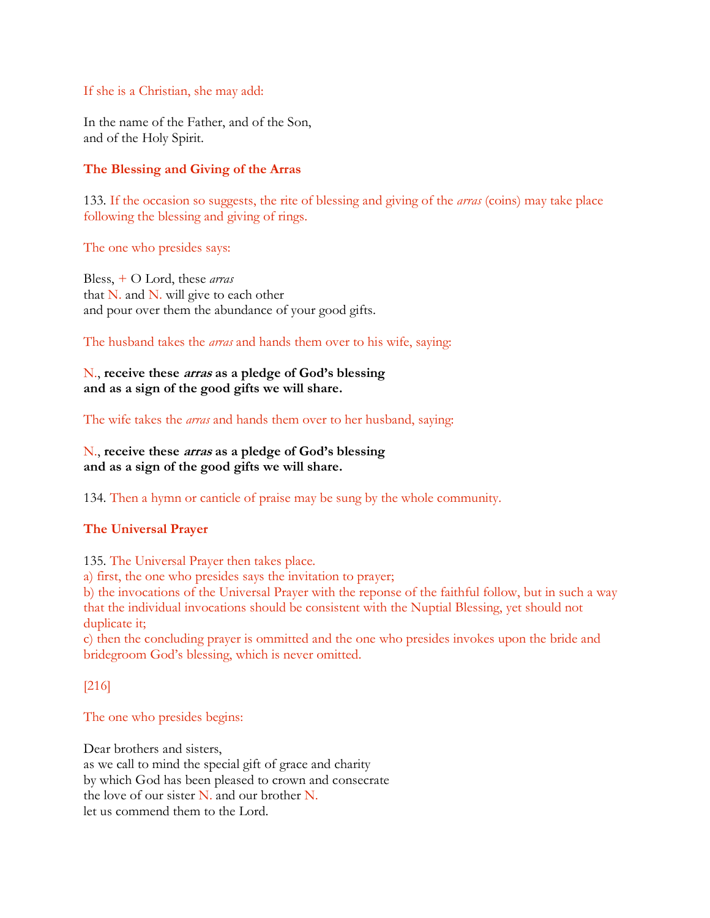If she is a Christian, she may add:

In the name of the Father, and of the Son,
and of the Holy Spirit.

## The Blessing and Giving of the Arras

133. If the occasion so suggests, the rite of blessing and giving of the *arras* (coins) may take place following the blessing and giving of rings.

The one who presides says:

Bless, + O Lord, these *arras*
that N. and N. will give to each other
and pour over them the abundance of your good gifts.

The husband takes the *arras* and hands them over to his wife, saying:

N., **receive these *arras* as a pledge of God's blessing
and as a sign of the good gifts we will share.**

The wife takes the *arras* and hands them over to her husband, saying:

N., **receive these *arras* as a pledge of God's blessing
and as a sign of the good gifts we will share.**

134. Then a hymn or canticle of praise may be sung by the whole community.

## The Universal Prayer

135. The Universal Prayer then takes place.
a) first, the one who presides says the invitation to prayer;
b) the invocations of the Universal Prayer with the reponse of the faithful follow, but in such a way that the individual invocations should be consistent with the Nuptial Blessing, yet should not duplicate it;
c) then the concluding prayer is ommitted and the one who presides invokes upon the bride and bridegroom God's blessing, which is never omitted.

[216]

The one who presides begins:

Dear brothers and sisters,
as we call to mind the special gift of grace and charity
by which God has been pleased to crown and consecrate
the love of our sister N. and our brother N.
let us commend them to the Lord.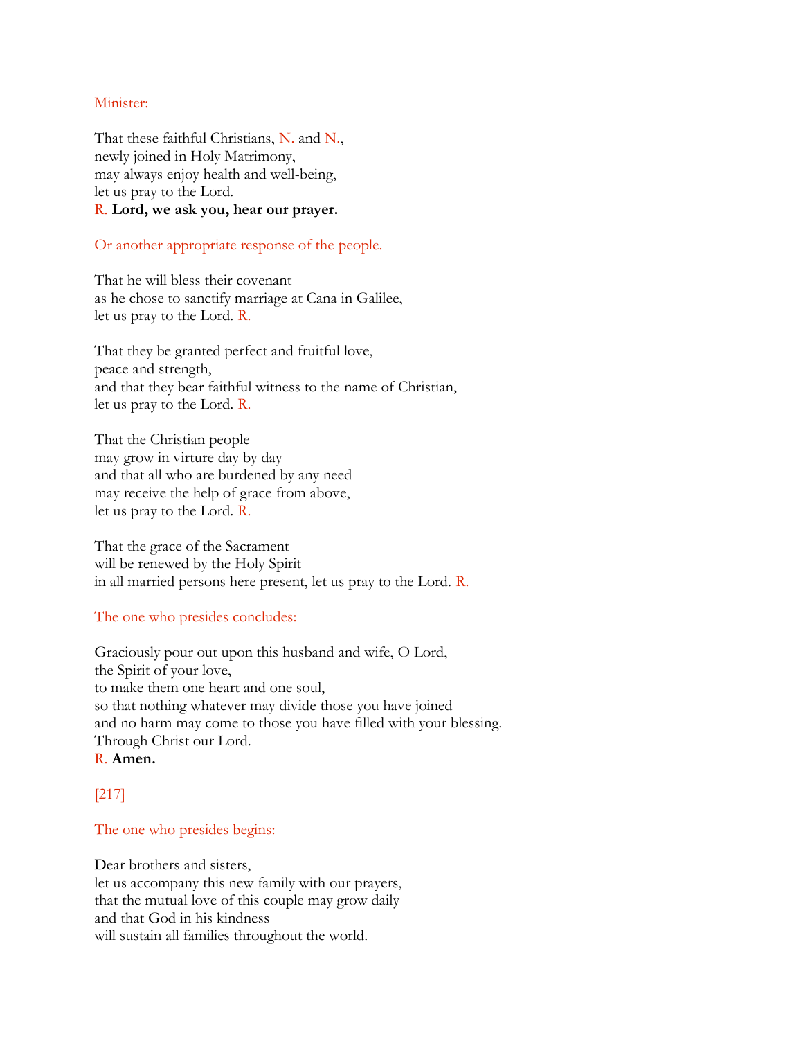Minister:

That these faithful Christians, N. and N.,
newly joined in Holy Matrimony,
may always enjoy health and well-being,
let us pray to the Lord.
R. **Lord, we ask you, hear our prayer.**

Or another appropriate response of the people.

That he will bless their covenant
as he chose to sanctify marriage at Cana in Galilee,
let us pray to the Lord. R.

That they be granted perfect and fruitful love,
peace and strength,
and that they bear faithful witness to the name of Christian,
let us pray to the Lord. R.

That the Christian people
may grow in virture day by day
and that all who are burdened by any need
may receive the help of grace from above,
let us pray to the Lord. R.

That the grace of the Sacrament
will be renewed by the Holy Spirit
in all married persons here present, let us pray to the Lord. R.

The one who presides concludes:

Graciously pour out upon this husband and wife, O Lord,
the Spirit of your love,
to make them one heart and one soul,
so that nothing whatever may divide those you have joined
and no harm may come to those you have filled with your blessing.
Through Christ our Lord.
R. **Amen.**

[217]

The one who presides begins:

Dear brothers and sisters,
let us accompany this new family with our prayers,
that the mutual love of this couple may grow daily
and that God in his kindness
will sustain all families throughout the world.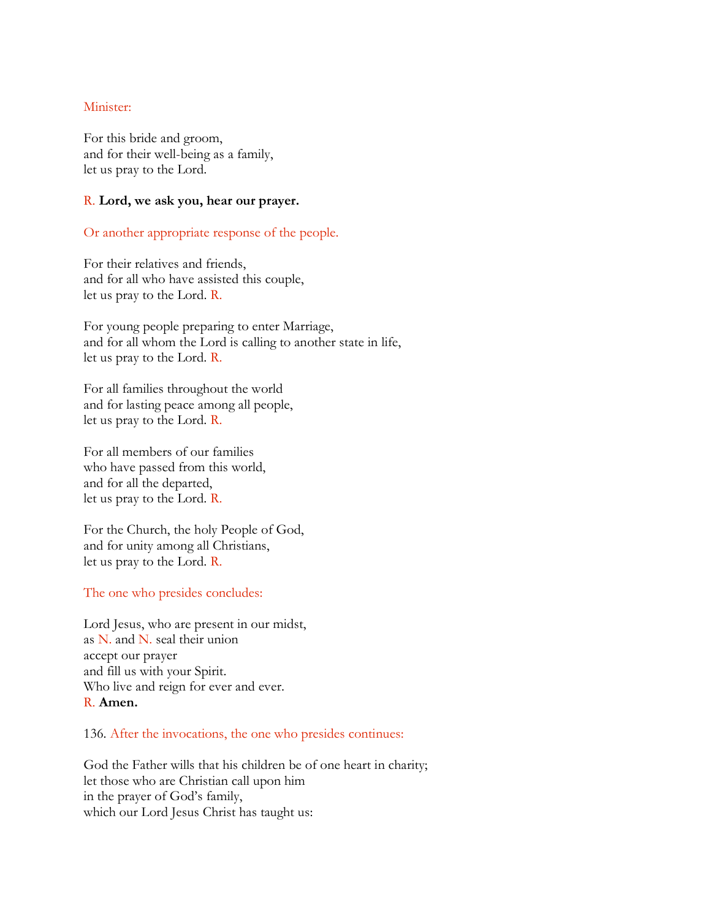Minister:

For this bride and groom,
and for their well-being as a family,
let us pray to the Lord.

R. **Lord, we ask you, hear our prayer.**

Or another appropriate response of the people.

For their relatives and friends,
and for all who have assisted this couple,
let us pray to the Lord. R.

For young people preparing to enter Marriage,
and for all whom the Lord is calling to another state in life,
let us pray to the Lord. R.

For all families throughout the world
and for lasting peace among all people,
let us pray to the Lord. R.

For all members of our families
who have passed from this world,
and for all the departed,
let us pray to the Lord. R.

For the Church, the holy People of God,
and for unity among all Christians,
let us pray to the Lord. R.

The one who presides concludes:

Lord Jesus, who are present in our midst,
as N. and N. seal their union
accept our prayer
and fill us with your Spirit.
Who live and reign for ever and ever.
R. **Amen.**

136. After the invocations, the one who presides continues:

God the Father wills that his children be of one heart in charity;
let those who are Christian call upon him
in the prayer of God's family,
which our Lord Jesus Christ has taught us: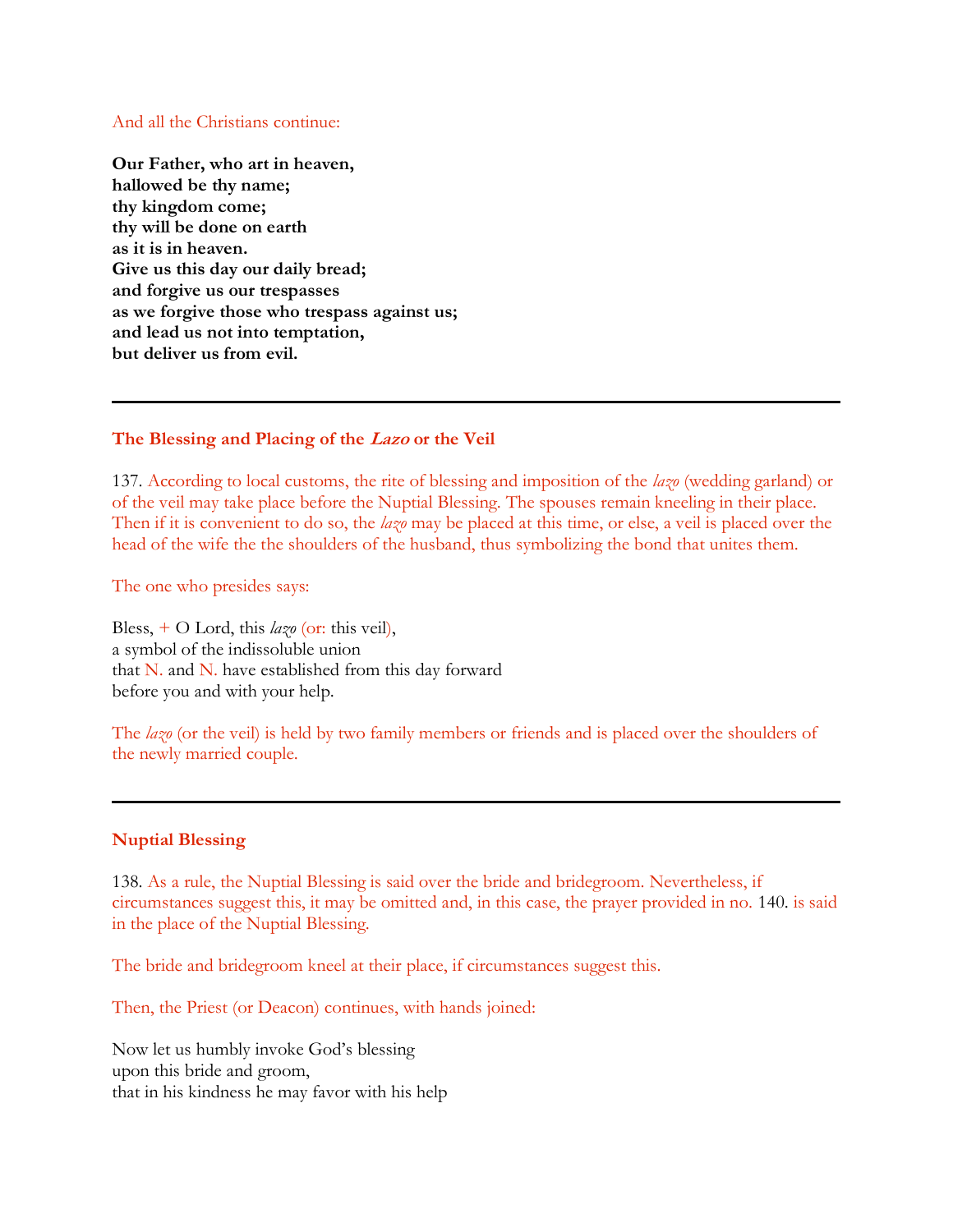And all the Christians continue:

**Our Father, who art in heaven,**
**hallowed be thy name;**
**thy kingdom come;**
**thy will be done on earth**
**as it is in heaven.**
**Give us this day our daily bread;**
**and forgive us our trespasses**
**as we forgive those who trespass against us;**
**and lead us not into temptation,**
**but deliver us from evil.**

---

## The Blessing and Placing of the *Lazo* or the Veil

137. According to local customs, the rite of blessing and imposition of the *lazo* (wedding garland) or of the veil may take place before the Nuptial Blessing. The spouses remain kneeling in their place. Then if it is convenient to do so, the *lazo* may be placed at this time, or else, a veil is placed over the head of the wife the the shoulders of the husband, thus symbolizing the bond that unites them.

The one who presides says:

Bless, + O Lord, this *lazo* (or: this veil),
a symbol of the indissoluble union
that N. and N. have established from this day forward
before you and with your help.

The *lazo* (or the veil) is held by two family members or friends and is placed over the shoulders of the newly married couple.

---

## Nuptial Blessing

138. As a rule, the Nuptial Blessing is said over the bride and bridegroom. Nevertheless, if circumstances suggest this, it may be omitted and, in this case, the prayer provided in no. 140. is said in the place of the Nuptial Blessing.

The bride and bridegroom kneel at their place, if circumstances suggest this.

Then, the Priest (or Deacon) continues, with hands joined:

Now let us humbly invoke God's blessing
upon this bride and groom,
that in his kindness he may favor with his help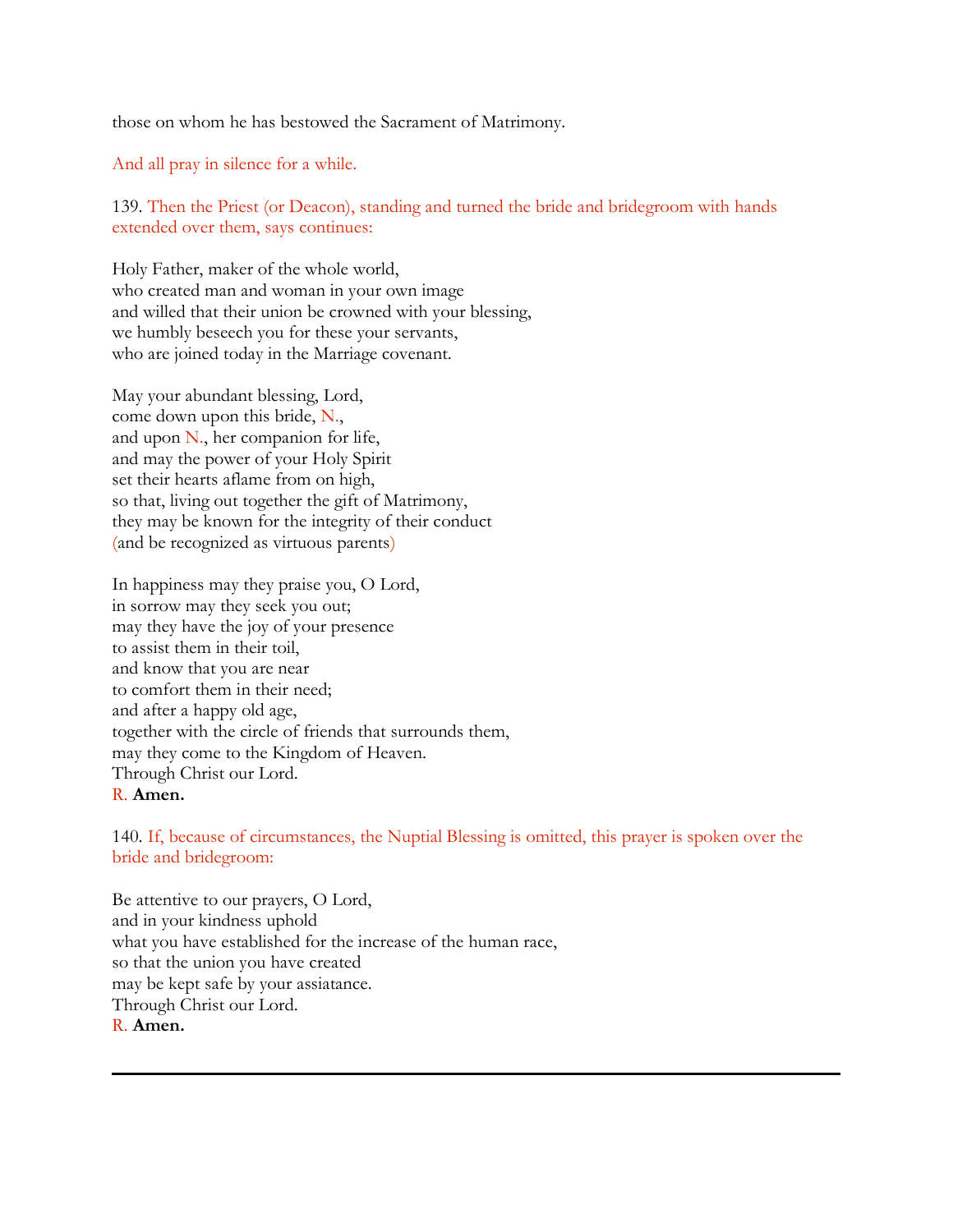those on whom he has bestowed the Sacrament of Matrimony.

*And all pray in silence for a while.*

139. *Then the Priest (or Deacon), standing and turned the bride and bridegroom with hands extended over them, says continues:*

Holy Father, maker of the whole world,
who created man and woman in your own image
and willed that their union be crowned with your blessing,
we humbly beseech you for these your servants,
who are joined today in the Marriage covenant.

May your abundant blessing, Lord,
come down upon this bride, *N.*,
and upon *N.*, her companion for life,
and may the power of your Holy Spirit
set their hearts aflame from on high,
so that, living out together the gift of Matrimony,
they may be known for the integrity of their conduct
(and be recognized as virtuous parents)

In happiness may they praise you, O Lord,
in sorrow may they seek you out;
may they have the joy of your presence
to assist them in their toil,
and know that you are near
to comfort them in their need;
and after a happy old age,
together with the circle of friends that surrounds them,
may they come to the Kingdom of Heaven.
Through Christ our Lord.
R. **Amen.**

140. *If, because of circumstances, the Nuptial Blessing is omitted, this prayer is spoken over the bride and bridegroom:*

Be attentive to our prayers, O Lord,
and in your kindness uphold
what you have established for the increase of the human race,
so that the union you have created
may be kept safe by your assiatance.
Through Christ our Lord.
R. **Amen.**

---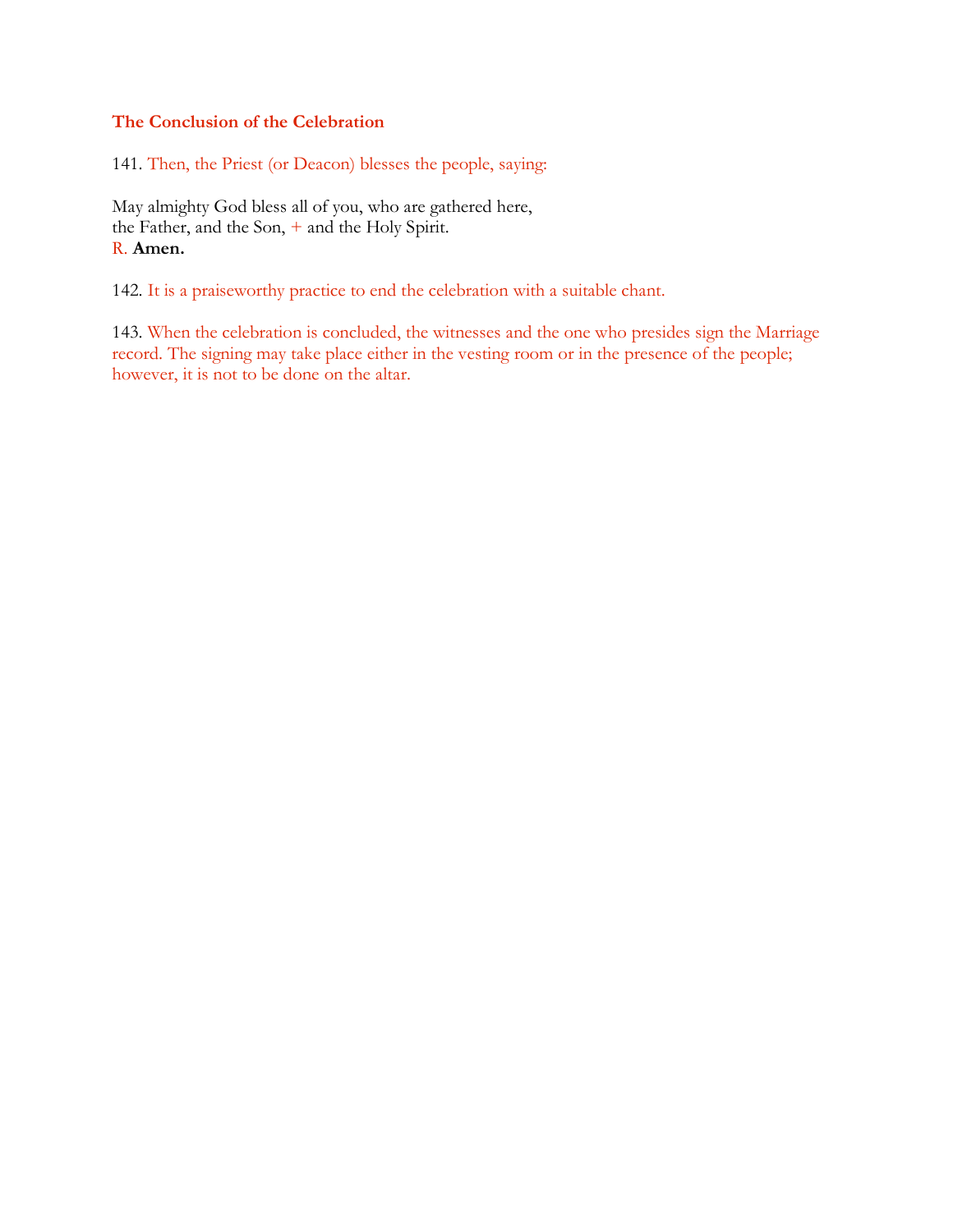## The Conclusion of the Celebration

141. Then, the Priest (or Deacon) blesses the people, saying:

May almighty God bless all of you, who are gathered here,
the Father, and the Son, + and the Holy Spirit.
R. **Amen.**

142. It is a praiseworthy practice to end the celebration with a suitable chant.

143. When the celebration is concluded, the witnesses and the one who presides sign the Marriage record. The signing may take place either in the vesting room or in the presence of the people; however, it is not to be done on the altar.